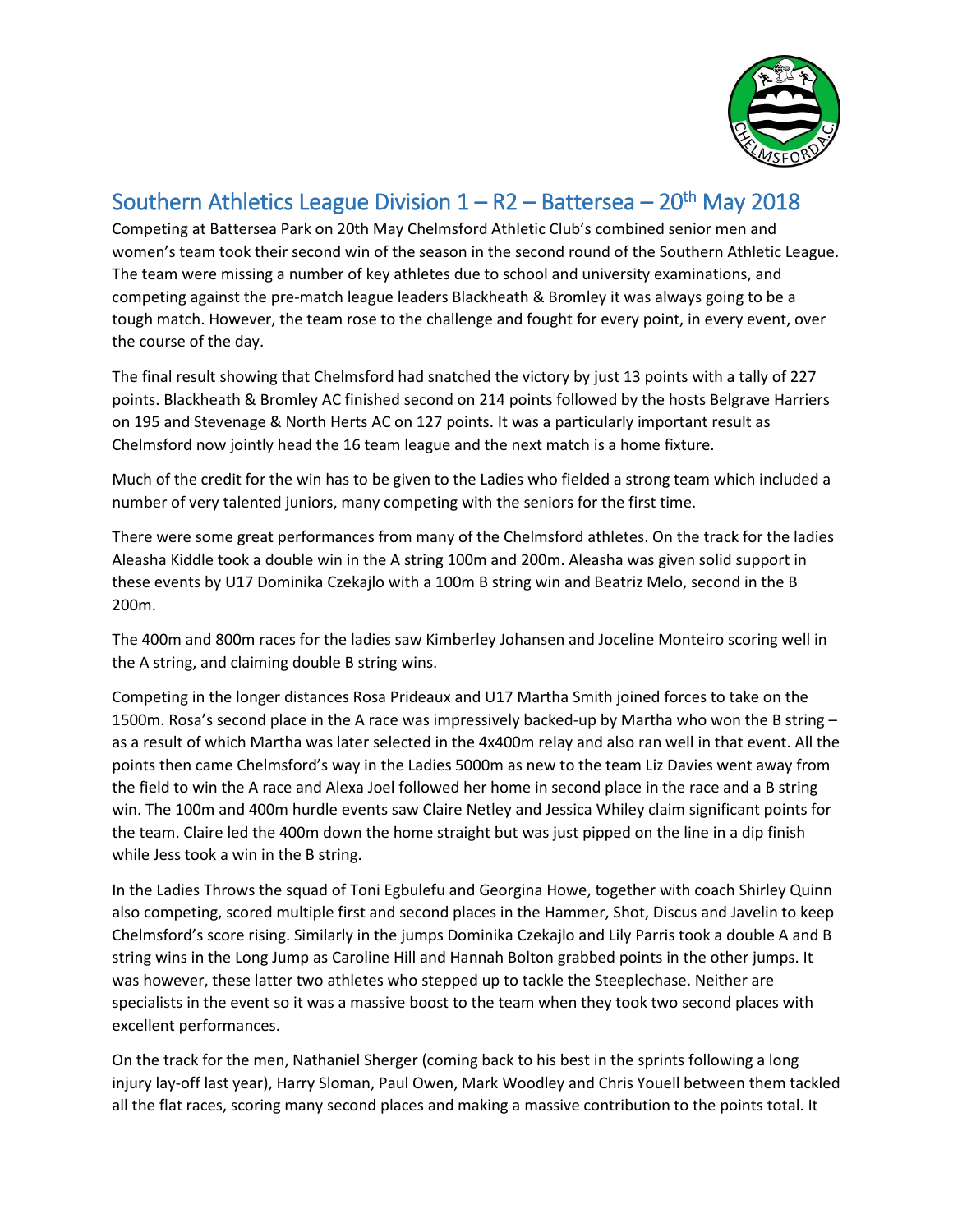## Southern Athletics League Division 1 – R2 – Battersea – 20th May 2018

Competing at Battersea Park on 20th May Chelmsford Athletic Club's combined senior men and women's team took their second win of the season in the second round of the Southern Athletic League. The team were missing a number of key athletes due to school and university examinations, and competing against the pre-match league leaders Blackheath & Bromley it was always going to be a tough match. However, the team rose to the challenge and fought for every point, in every event, over the course of the day.

The final result showing that Chelmsford had snatched the victory by just 13 points with a tally of 227 points. Blackheath & Bromley AC finished second on 214 points followed by the hosts Belgrave Harriers on 195 and Stevenage & North Herts AC on 127 points. It was a particularly important result as Chelmsford now jointly head the 16 team league and the next match is a home fixture.

Much of the credit for the win has to be given to the Ladies who fielded a strong team which included a number of very talented juniors, many competing with the seniors for the first time.

There were some great performances from many of the Chelmsford athletes. On the track for the ladies Aleasha Kiddle took a double win in the A string 100m and 200m. Aleasha was given solid support in these events by U17 Dominika Czekajlo with a 100m B string win and Beatriz Melo, second in the B 200m.

The 400m and 800m races for the ladies saw Kimberley Johansen and Joceline Monteiro scoring well in the A string, and claiming double B string wins.

Competing in the longer distances Rosa Prideaux and U17 Martha Smith joined forces to take on the 1500m. Rosa's second place in the A race was impressively backed-up by Martha who won the B string – as a result of which Martha was later selected in the 4x400m relay and also ran well in that event. All the points then came Chelmsford's way in the Ladies 5000m as new to the team Liz Davies went away from the field to win the A race and Alexa Joel followed her home in second place in the race and a B string win. The 100m and 400m hurdle events saw Claire Netley and Jessica Whiley claim significant points for the team. Claire led the 400m down the home straight but was just pipped on the line in a dip finish while Jess took a win in the B string.

In the Ladies Throws the squad of Toni Egbulefu and Georgina Howe, together with coach Shirley Quinn also competing, scored multiple first and second places in the Hammer, Shot, Discus and Javelin to keep Chelmsford's score rising. Similarly in the jumps Dominika Czekajlo and Lily Parris took a double A and B string wins in the Long Jump as Caroline Hill and Hannah Bolton grabbed points in the other jumps. It was however, these latter two athletes who stepped up to tackle the Steeplechase. Neither are specialists in the event so it was a massive boost to the team when they took two second places with excellent performances.

On the track for the men, Nathaniel Sherger (coming back to his best in the sprints following a long injury lay-off last year), Harry Sloman, Paul Owen, Mark Woodley and Chris Youell between them tackled all the flat races, scoring many second places and making a massive contribution to the points total. It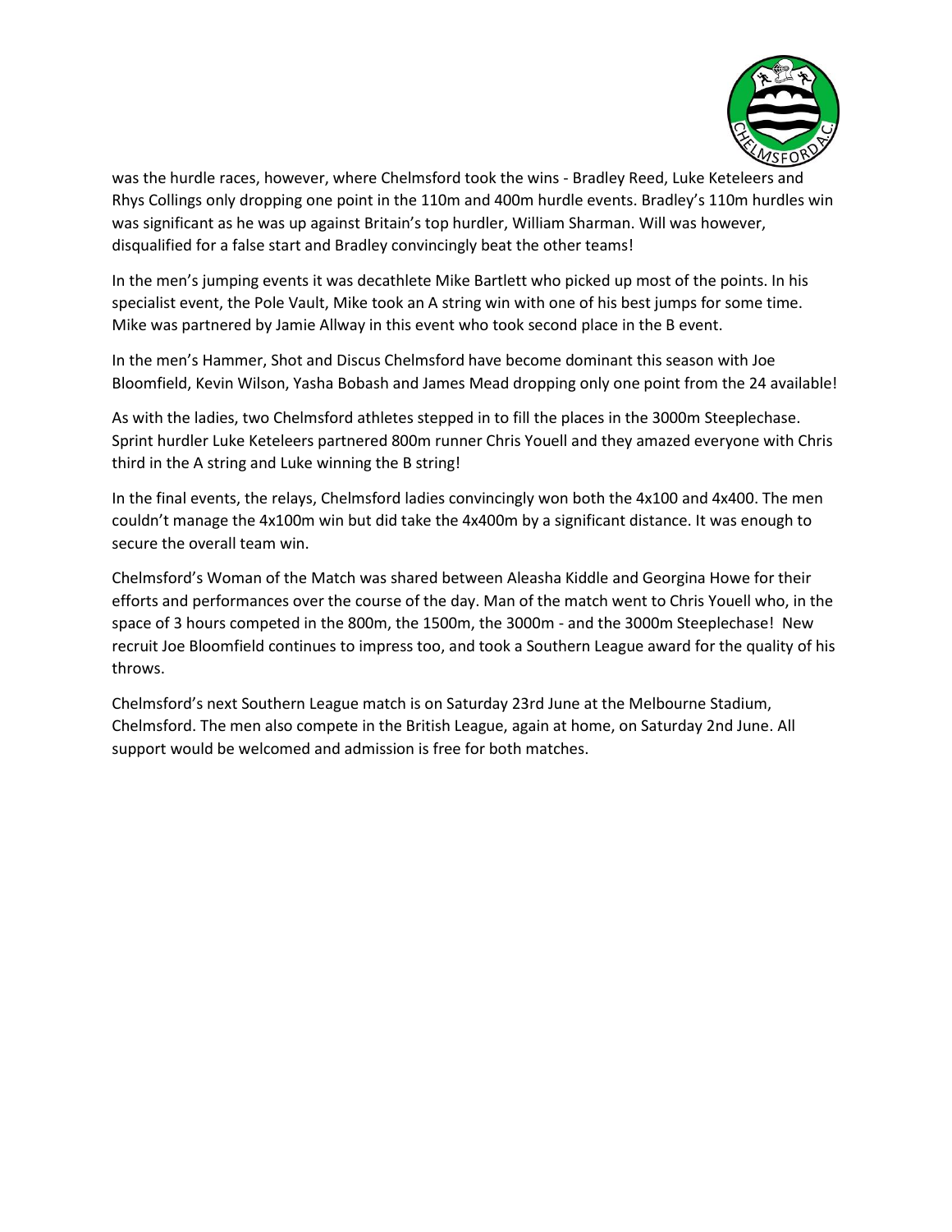was the hurdle races, however, where Chelmsford took the wins - Bradley Reed, Luke Keteleers and Rhys Collings only dropping one point in the 110m and 400m hurdle events. Bradley's 110m hurdles win was significant as he was up against Britain's top hurdler, William Sharman. Will was however, disqualified for a false start and Bradley convincingly beat the other teams!

In the men's jumping events it was decathlete Mike Bartlett who picked up most of the points. In his specialist event, the Pole Vault, Mike took an A string win with one of his best jumps for some time. Mike was partnered by Jamie Allway in this event who took second place in the B event.

In the men's Hammer, Shot and Discus Chelmsford have become dominant this season with Joe Bloomfield, Kevin Wilson, Yasha Bobash and James Mead dropping only one point from the 24 available!

As with the ladies, two Chelmsford athletes stepped in to fill the places in the 3000m Steeplechase. Sprint hurdler Luke Keteleers partnered 800m runner Chris Youell and they amazed everyone with Chris third in the A string and Luke winning the B string!

In the final events, the relays, Chelmsford ladies convincingly won both the 4x100 and 4x400. The men couldn't manage the 4x100m win but did take the 4x400m by a significant distance. It was enough to secure the overall team win.

Chelmsford's Woman of the Match was shared between Aleasha Kiddle and Georgina Howe for their efforts and performances over the course of the day. Man of the match went to Chris Youell who, in the space of 3 hours competed in the 800m, the 1500m, the 3000m - and the 3000m Steeplechase! New recruit Joe Bloomfield continues to impress too, and took a Southern League award for the quality of his throws.

Chelmsford's next Southern League match is on Saturday 23rd June at the Melbourne Stadium, Chelmsford. The men also compete in the British League, again at home, on Saturday 2nd June. All support would be welcomed and admission is free for both matches.